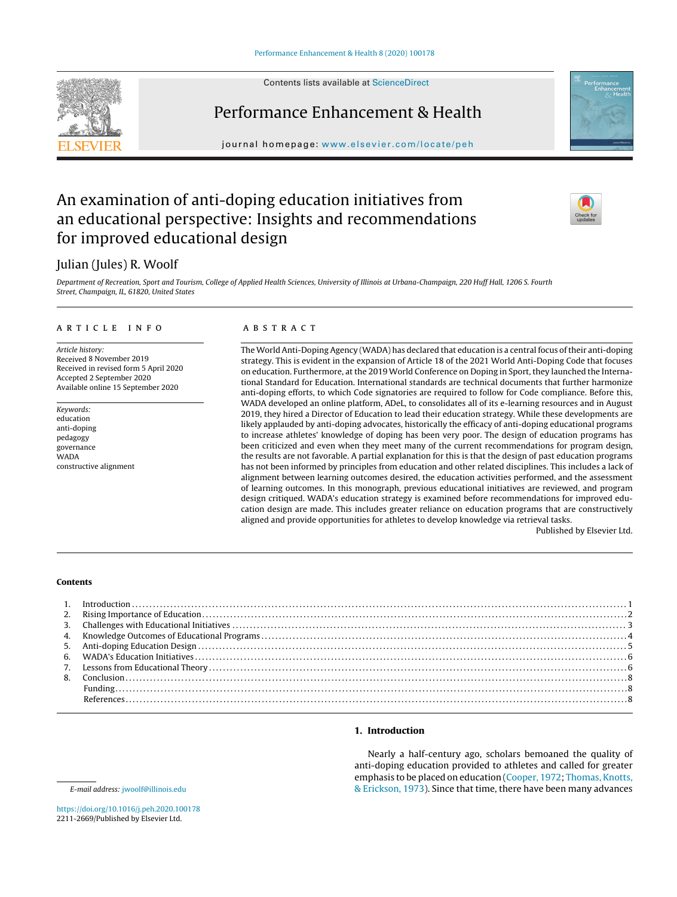Contents lists available at ScienceDirect

# Performance Enhancement & Health

journal homepage: www.elsevier.com/locate/peh

# An examination of anti-doping education initiatives from an educational perspective: Insights and recommendations for improved educational design

Julian (Jules) R. Woolf

*Department of Recreation, Sport and Tourism, College of Applied Health Sciences, University of Illinois at Urbana-Champaign, 220 Huff Hall, 1206 S. Fourth Street, Champaign, IL, 61820, United States*

## ARTICLE INFO

*Article history:*
Received 8 November 2019
Received in revised form 5 April 2020
Accepted 2 September 2020
Available online 15 September 2020

*Keywords:*
education
anti-doping
pedagogy
governance
WADA
constructive alignment

## ABSTRACT

The World Anti-Doping Agency (WADA) has declared that education is a central focus of their anti-doping strategy. This is evident in the expansion of Article 18 of the 2021 World Anti-Doping Code that focuses on education. Furthermore, at the 2019 World Conference on Doping in Sport, they launched the International Standard for Education. International standards are technical documents that further harmonize anti-doping efforts, to which Code signatories are required to follow for Code compliance. Before this, WADA developed an online platform, ADeL, to consolidates all of its e-learning resources and in August 2019, they hired a Director of Education to lead their education strategy. While these developments are likely applauded by anti-doping advocates, historically the efficacy of anti-doping educational programs to increase athletes' knowledge of doping has been very poor. The design of education programs has been criticized and even when they meet many of the current recommendations for program design, the results are not favorable. A partial explanation for this is that the design of past education programs has not been informed by principles from education and other related disciplines. This includes a lack of alignment between learning outcomes desired, the education activities performed, and the assessment of learning outcomes. In this monograph, previous educational initiatives are reviewed, and program design critiqued. WADA's education strategy is examined before recommendations for improved education design are made. This includes greater reliance on education programs that are constructively aligned and provide opportunities for athletes to develop knowledge via retrieval tasks.

Published by Elsevier Ltd.

## Contents

1. Introduction ..... 1
2. Rising Importance of Education ..... 2
3. Challenges with Educational Initiatives ..... 3
4. Knowledge Outcomes of Educational Programs ..... 4
5. Anti-doping Education Design ..... 5
6. WADA's Education Initiatives ..... 6
7. Lessons from Educational Theory ..... 6
8. Conclusion ..... 8

Funding ..... 8
References ..... 8

## 1. Introduction

Nearly a half-century ago, scholars bemoaned the quality of anti-doping education provided to athletes and called for greater emphasis to be placed on education (Cooper, 1972; Thomas, Knotts, & Erickson, 1973). Since that time, there have been many advances

E-mail address: jwoolf@illinois.edu

https://doi.org/10.1016/j.peh.2020.100178
2211-2669/Published by Elsevier Ltd.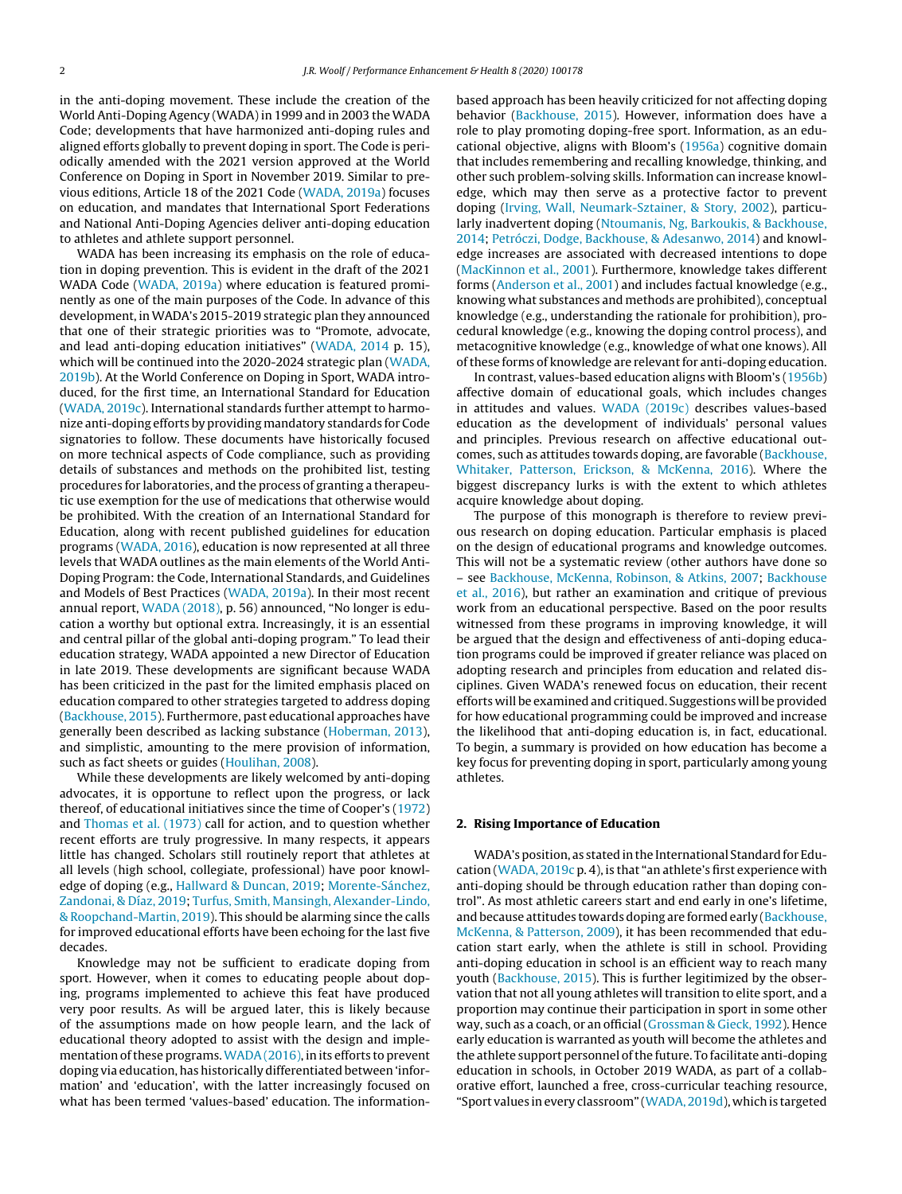in the anti-doping movement. These include the creation of the World Anti-Doping Agency (WADA) in 1999 and in 2003 the WADA Code; developments that have harmonized anti-doping rules and aligned efforts globally to prevent doping in sport. The Code is periodically amended with the 2021 version approved at the World Conference on Doping in Sport in November 2019. Similar to previous editions, Article 18 of the 2021 Code (WADA, 2019a) focuses on education, and mandates that International Sport Federations and National Anti-Doping Agencies deliver anti-doping education to athletes and athlete support personnel.

WADA has been increasing its emphasis on the role of education in doping prevention. This is evident in the draft of the 2021 WADA Code (WADA, 2019a) where education is featured prominently as one of the main purposes of the Code. In advance of this development, in WADA's 2015-2019 strategic plan they announced that one of their strategic priorities was to "Promote, advocate, and lead anti-doping education initiatives" (WADA, 2014 p. 15), which will be continued into the 2020-2024 strategic plan (WADA, 2019b). At the World Conference on Doping in Sport, WADA introduced, for the first time, an International Standard for Education (WADA, 2019c). International standards further attempt to harmonize anti-doping efforts by providing mandatory standards for Code signatories to follow. These documents have historically focused on more technical aspects of Code compliance, such as providing details of substances and methods on the prohibited list, testing procedures for laboratories, and the process of granting a therapeutic use exemption for the use of medications that otherwise would be prohibited. With the creation of an International Standard for Education, along with recent published guidelines for education programs (WADA, 2016), education is now represented at all three levels that WADA outlines as the main elements of the World Anti-Doping Program: the Code, International Standards, and Guidelines and Models of Best Practices (WADA, 2019a). In their most recent annual report, WADA (2018), p. 56) announced, "No longer is education a worthy but optional extra. Increasingly, it is an essential and central pillar of the global anti-doping program." To lead their education strategy, WADA appointed a new Director of Education in late 2019. These developments are significant because WADA has been criticized in the past for the limited emphasis placed on education compared to other strategies targeted to address doping (Backhouse, 2015). Furthermore, past educational approaches have generally been described as lacking substance (Hoberman, 2013), and simplistic, amounting to the mere provision of information, such as fact sheets or guides (Houlihan, 2008).

While these developments are likely welcomed by anti-doping advocates, it is opportune to reflect upon the progress, or lack thereof, of educational initiatives since the time of Cooper's (1972) and Thomas et al. (1973) call for action, and to question whether recent efforts are truly progressive. In many respects, it appears little has changed. Scholars still routinely report that athletes at all levels (high school, collegiate, professional) have poor knowledge of doping (e.g., Hallward & Duncan, 2019; Morente-Sánchez, Zandonai, & Díaz, 2019; Turfus, Smith, Mansingh, Alexander-Lindo, & Roopchand-Martin, 2019). This should be alarming since the calls for improved educational efforts have been echoing for the last five decades.

Knowledge may not be sufficient to eradicate doping from sport. However, when it comes to educating people about doping, programs implemented to achieve this feat have produced very poor results. As will be argued later, this is likely because of the assumptions made on how people learn, and the lack of educational theory adopted to assist with the design and implementation of these programs. WADA (2016), in its efforts to prevent doping via education, has historically differentiated between 'information' and 'education', with the latter increasingly focused on what has been termed 'values-based' education. The information-based approach has been heavily criticized for not affecting doping behavior (Backhouse, 2015). However, information does have a role to play promoting doping-free sport. Information, as an educational objective, aligns with Bloom's (1956a) cognitive domain that includes remembering and recalling knowledge, thinking, and other such problem-solving skills. Information can increase knowledge, which may then serve as a protective factor to prevent doping (Irving, Wall, Neumark-Sztainer, & Story, 2002), particularly inadvertent doping (Ntoumanis, Ng, Barkoukis, & Backhouse, 2014; Petróczi, Dodge, Backhouse, & Adesanwo, 2014) and knowledge increases are associated with decreased intentions to dope (MacKinnon et al., 2001). Furthermore, knowledge takes different forms (Anderson et al., 2001) and includes factual knowledge (e.g., knowing what substances and methods are prohibited), conceptual knowledge (e.g., understanding the rationale for prohibition), procedural knowledge (e.g., knowing the doping control process), and metacognitive knowledge (e.g., knowledge of what one knows). All of these forms of knowledge are relevant for anti-doping education.

In contrast, values-based education aligns with Bloom's (1956b) affective domain of educational goals, which includes changes in attitudes and values. WADA (2019c) describes values-based education as the development of individuals' personal values and principles. Previous research on affective educational outcomes, such as attitudes towards doping, are favorable (Backhouse, Whitaker, Patterson, Erickson, & McKenna, 2016). Where the biggest discrepancy lurks is with the extent to which athletes acquire knowledge about doping.

The purpose of this monograph is therefore to review previous research on doping education. Particular emphasis is placed on the design of educational programs and knowledge outcomes. This will not be a systematic review (other authors have done so – see Backhouse, McKenna, Robinson, & Atkins, 2007; Backhouse et al., 2016), but rather an examination and critique of previous work from an educational perspective. Based on the poor results witnessed from these programs in improving knowledge, it will be argued that the design and effectiveness of anti-doping education programs could be improved if greater reliance was placed on adopting research and principles from education and related disciplines. Given WADA's renewed focus on education, their recent efforts will be examined and critiqued. Suggestions will be provided for how educational programming could be improved and increase the likelihood that anti-doping education is, in fact, educational. To begin, a summary is provided on how education has become a key focus for preventing doping in sport, particularly among young athletes.

## 2. Rising Importance of Education

WADA's position, as stated in the International Standard for Education (WADA, 2019c p. 4), is that "an athlete's first experience with anti-doping should be through education rather than doping control". As most athletic careers start and end early in one's lifetime, and because attitudes towards doping are formed early (Backhouse, McKenna, & Patterson, 2009), it has been recommended that education start early, when the athlete is still in school. Providing anti-doping education in school is an efficient way to reach many youth (Backhouse, 2015). This is further legitimized by the observation that not all young athletes will transition to elite sport, and a proportion may continue their participation in sport in some other way, such as a coach, or an official (Grossman & Gieck, 1992). Hence early education is warranted as youth will become the athletes and the athlete support personnel of the future. To facilitate anti-doping education in schools, in October 2019 WADA, as part of a collaborative effort, launched a free, cross-curricular teaching resource, "Sport values in every classroom" (WADA, 2019d), which is targeted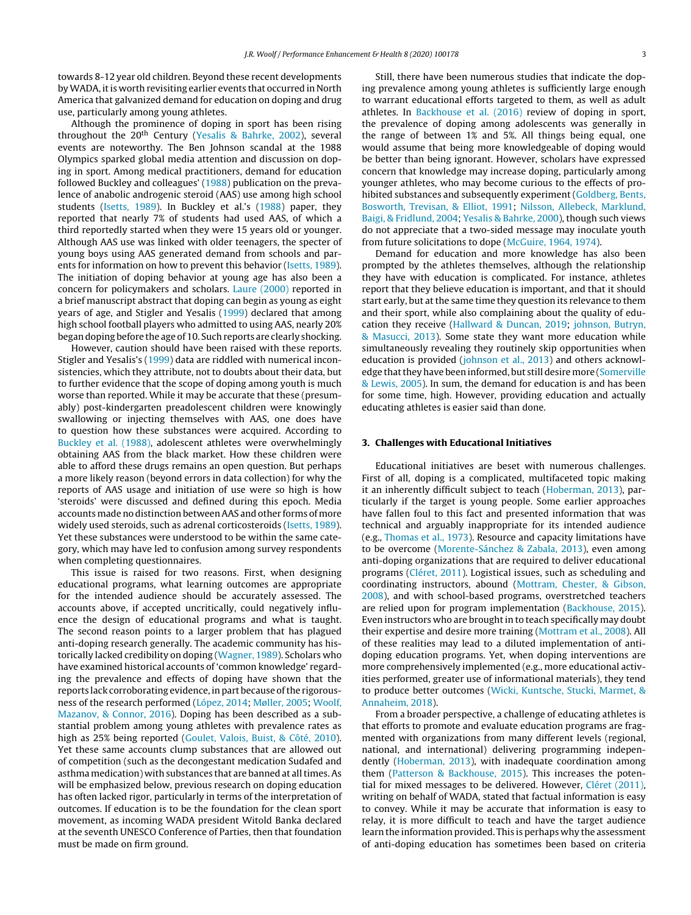towards 8-12 year old children. Beyond these recent developments by WADA, it is worth revisiting earlier events that occurred in North America that galvanized demand for education on doping and drug use, particularly among young athletes.

Although the prominence of doping in sport has been rising throughout the 20th Century (Yesalis & Bahrke, 2002), several events are noteworthy. The Ben Johnson scandal at the 1988 Olympics sparked global media attention and discussion on doping in sport. Among medical practitioners, demand for education followed Buckley and colleagues' (1988) publication on the prevalence of anabolic androgenic steroid (AAS) use among high school students (Isetts, 1989). In Buckley et al.'s (1988) paper, they reported that nearly 7% of students had used AAS, of which a third reportedly started when they were 15 years old or younger. Although AAS use was linked with older teenagers, the specter of young boys using AAS generated demand from schools and parents for information on how to prevent this behavior (Isetts, 1989). The initiation of doping behavior at young age has also been a concern for policymakers and scholars. Laure (2000) reported in a brief manuscript abstract that doping can begin as young as eight years of age, and Stigler and Yesalis (1999) declared that among high school football players who admitted to using AAS, nearly 20% began doping before the age of 10. Such reports are clearly shocking.

However, caution should have been raised with these reports. Stigler and Yesalis's (1999) data are riddled with numerical inconsistencies, which they attribute, not to doubts about their data, but to further evidence that the scope of doping among youth is much worse than reported. While it may be accurate that these (presumably) post-kindergarten preadolescent children were knowingly swallowing or injecting themselves with AAS, one does have to question how these substances were acquired. According to Buckley et al. (1988), adolescent athletes were overwhelmingly obtaining AAS from the black market. How these children were able to afford these drugs remains an open question. But perhaps a more likely reason (beyond errors in data collection) for why the reports of AAS usage and initiation of use were so high is how 'steroids' were discussed and defined during this epoch. Media accounts made no distinction between AAS and other forms of more widely used steroids, such as adrenal corticosteroids (Isetts, 1989). Yet these substances were understood to be within the same category, which may have led to confusion among survey respondents when completing questionnaires.

This issue is raised for two reasons. First, when designing educational programs, what learning outcomes are appropriate for the intended audience should be accurately assessed. The accounts above, if accepted uncritically, could negatively influence the design of educational programs and what is taught. The second reason points to a larger problem that has plagued anti-doping research generally. The academic community has historically lacked credibility on doping (Wagner, 1989). Scholars who have examined historical accounts of 'common knowledge' regarding the prevalence and effects of doping have shown that the reports lack corroborating evidence, in part because of the rigorousness of the research performed (López, 2014; Møller, 2005; Woolf, Mazanov, & Connor, 2016). Doping has been described as a substantial problem among young athletes with prevalence rates as high as 25% being reported (Goulet, Valois, Buist, & Côté, 2010). Yet these same accounts clump substances that are allowed out of competition (such as the decongestant medication Sudafed and asthma medication) with substances that are banned at all times. As will be emphasized below, previous research on doping education has often lacked rigor, particularly in terms of the interpretation of outcomes. If education is to be the foundation for the clean sport movement, as incoming WADA president Witold Banka declared at the seventh UNESCO Conference of Parties, then that foundation must be made on firm ground.

Still, there have been numerous studies that indicate the doping prevalence among young athletes is sufficiently large enough to warrant educational efforts targeted to them, as well as adult athletes. In Backhouse et al. (2016) review of doping in sport, the prevalence of doping among adolescents was generally in the range of between 1% and 5%. All things being equal, one would assume that being more knowledgeable of doping would be better than being ignorant. However, scholars have expressed concern that knowledge may increase doping, particularly among younger athletes, who may become curious to the effects of prohibited substances and subsequently experiment (Goldberg, Bents, Bosworth, Trevisan, & Elliot, 1991; Nilsson, Allebeck, Marklund, Baigi, & Fridlund, 2004; Yesalis & Bahrke, 2000), though such views do not appreciate that a two-sided message may inoculate youth from future solicitations to dope (McGuire, 1964, 1974).

Demand for education and more knowledge has also been prompted by the athletes themselves, although the relationship they have with education is complicated. For instance, athletes report that they believe education is important, and that it should start early, but at the same time they question its relevance to them and their sport, while also complaining about the quality of education they receive (Hallward & Duncan, 2019; johnson, Butryn, & Masucci, 2013). Some state they want more education while simultaneously revealing they routinely skip opportunities when education is provided (johnson et al., 2013) and others acknowledge that they have been informed, but still desire more (Somerville & Lewis, 2005). In sum, the demand for education is and has been for some time, high. However, providing education and actually educating athletes is easier said than done.

## 3. Challenges with Educational Initiatives

Educational initiatives are beset with numerous challenges. First of all, doping is a complicated, multifaceted topic making it an inherently difficult subject to teach (Hoberman, 2013), particularly if the target is young people. Some earlier approaches have fallen foul to this fact and presented information that was technical and arguably inappropriate for its intended audience (e.g., Thomas et al., 1973). Resource and capacity limitations have to be overcome (Morente-Sánchez & Zabala, 2013), even among anti-doping organizations that are required to deliver educational programs (Cléret, 2011). Logistical issues, such as scheduling and coordinating instructors, abound (Mottram, Chester, & Gibson, 2008), and with school-based programs, overstretched teachers are relied upon for program implementation (Backhouse, 2015). Even instructors who are brought in to teach specifically may doubt their expertise and desire more training (Mottram et al., 2008). All of these realities may lead to a diluted implementation of anti-doping education programs. Yet, when doping interventions are more comprehensively implemented (e.g., more educational activities performed, greater use of informational materials), they tend to produce better outcomes (Wicki, Kuntsche, Stucki, Marmet, & Annaheim, 2018).

From a broader perspective, a challenge of educating athletes is that efforts to promote and evaluate education programs are fragmented with organizations from many different levels (regional, national, and international) delivering programming independently (Hoberman, 2013), with inadequate coordination among them (Patterson & Backhouse, 2015). This increases the potential for mixed messages to be delivered. However, Cléret (2011), writing on behalf of WADA, stated that factual information is easy to convey. While it may be accurate that information is easy to relay, it is more difficult to teach and have the target audience learn the information provided. This is perhaps why the assessment of anti-doping education has sometimes been based on criteria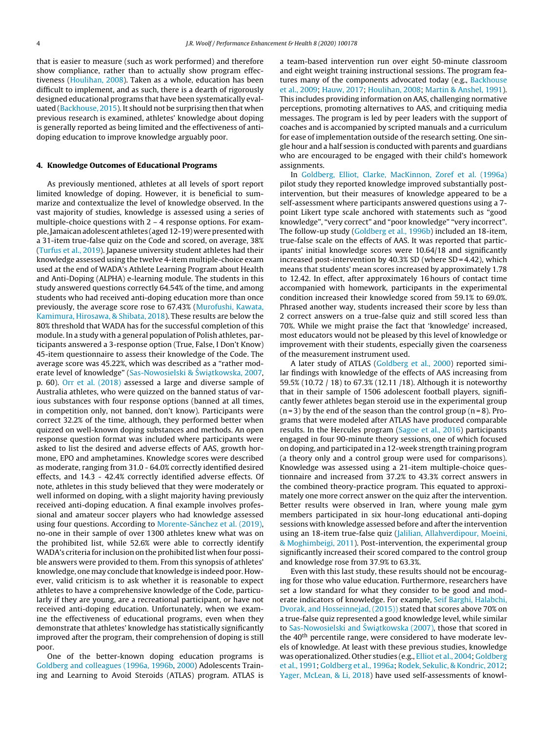that is easier to measure (such as work performed) and therefore show compliance, rather than to actually show program effectiveness (Houlihan, 2008). Taken as a whole, education has been difficult to implement, and as such, there is a dearth of rigorously designed educational programs that have been systematically evaluated (Backhouse, 2015). It should not be surprising then that when previous research is examined, athletes' knowledge about doping is generally reported as being limited and the effectiveness of anti-doping education to improve knowledge arguably poor.

## 4. Knowledge Outcomes of Educational Programs

As previously mentioned, athletes at all levels of sport report limited knowledge of doping. However, it is beneficial to summarize and contextualize the level of knowledge observed. In the vast majority of studies, knowledge is assessed using a series of multiple-choice questions with 2 – 4 response options. For example, Jamaican adolescent athletes (aged 12-19) were presented with a 31-item true-false quiz on the Code and scored, on average, 38% (Turfus et al., 2019). Japanese university student athletes had their knowledge assessed using the twelve 4-item multiple-choice exam used at the end of WADA's Athlete Learning Program about Health and Anti-Doping (ALPHA) e-learning module. The students in this study answered questions correctly 64.54% of the time, and among students who had received anti-doping education more than once previously, the average score rose to 67.43% (Murofushi, Kawata, Kamimura, Hirosawa, & Shibata, 2018). These results are below the 80% threshold that WADA has for the successful completion of this module. In a study with a general population of Polish athletes, participants answered a 3-response option (True, False, I Don't Know) 45-item questionnaire to assess their knowledge of the Code. The average score was 45.22%, which was described as a "rather moderate level of knowledge" (Sas-Nowosielski & Świątkowska, 2007, p. 60). Orr et al. (2018) assessed a large and diverse sample of Australia athletes, who were quizzed on the banned status of various substances with four response options (banned at all times, in competition only, not banned, don't know). Participants were correct 32.2% of the time, although, they performed better when quizzed on well-known doping substances and methods. An open response question format was included where participants were asked to list the desired and adverse effects of AAS, growth hormone, EPO and amphetamines. Knowledge scores were described as moderate, ranging from 31.0 - 64.0% correctly identified desired effects, and 14.3 - 42.4% correctly identified adverse effects. Of note, athletes in this study believed that they were moderately or well informed on doping, with a slight majority having previously received anti-doping education. A final example involves professional and amateur soccer players who had knowledge assessed using four questions. According to Morente-Sánchez et al. (2019), no-one in their sample of over 1300 athletes knew what was on the prohibited list, while 52.6% were able to correctly identify WADA's criteria for inclusion on the prohibited list when four possible answers were provided to them. From this synopsis of athletes' knowledge, one may conclude that knowledge is indeed poor. However, valid criticism is to ask whether it is reasonable to expect athletes to have a comprehensive knowledge of the Code, particularly if they are young, are a recreational participant, or have not received anti-doping education. Unfortunately, when we examine the effectiveness of educational programs, even when they demonstrate that athletes' knowledge has statistically significantly improved after the program, their comprehension of doping is still poor.

One of the better-known doping education programs is Goldberg and colleagues (1996a, 1996b, 2000) Adolescents Training and Learning to Avoid Steroids (ATLAS) program. ATLAS is a team-based intervention run over eight 50-minute classroom and eight weight training instructional sessions. The program features many of the components advocated today (e.g., Backhouse et al., 2009; Hauw, 2017; Houlihan, 2008; Martin & Anshel, 1991). This includes providing information on AAS, challenging normative perceptions, promoting alternatives to AAS, and critiquing media messages. The program is led by peer leaders with the support of coaches and is accompanied by scripted manuals and a curriculum for ease of implementation outside of the research setting. One single hour and a half session is conducted with parents and guardians who are encouraged to be engaged with their child's homework assignments.

In Goldberg, Elliot, Clarke, MacKinnon, Zoref et al. (1996a) pilot study they reported knowledge improved substantially post-intervention, but their measures of knowledge appeared to be a self-assessment where participants answered questions using a 7-point Likert type scale anchored with statements such as "good knowledge", "very correct" and "poor knowledge" "very incorrect". The follow-up study (Goldberg et al., 1996b) included an 18-item, true-false scale on the effects of AAS. It was reported that participants' initial knowledge scores were 10.64/18 and significantly increased post-intervention by 40.3% SD (where SD = 4.42), which means that students' mean scores increased by approximately 1.78 to 12.42. In effect, after approximately 16 hours of contact time accompanied with homework, participants in the experimental condition increased their knowledge scored from 59.1% to 69.0%. Phrased another way, students increased their score by less than 2 correct answers on a true-false quiz and still scored less than 70%. While we might praise the fact that 'knowledge' increased, most educators would not be pleased by this level of knowledge or improvement with their students, especially given the coarseness of the measurement instrument used.

A later study of ATLAS (Goldberg et al., 2000) reported similar findings with knowledge of the effects of AAS increasing from 59.5% (10.72 / 18) to 67.3% (12.11 /18). Although it is noteworthy that in their sample of 1506 adolescent football players, significantly fewer athletes began steroid use in the experimental group (n = 3) by the end of the season than the control group (n = 8). Programs that were modeled after ATLAS have produced comparable results. In the Hercules program (Sagoe et al., 2016) participants engaged in four 90-minute theory sessions, one of which focused on doping, and participated in a 12-week strength training program (a theory only and a control group were used for comparisons). Knowledge was assessed using a 21-item multiple-choice questionnaire and increased from 37.2% to 43.3% correct answers in the combined theory-practice program. This equated to approximately one more correct answer on the quiz after the intervention. Better results were observed in Iran, where young male gym members participated in six hour-long educational anti-doping sessions with knowledge assessed before and after the intervention using an 18-item true-false quiz (Jalilian, Allahverdipour, Moeini, & Moghimbeigi, 2011). Post-intervention, the experimental group significantly increased their scored compared to the control group and knowledge rose from 37.9% to 63.3%.

Even with this last study, these results should not be encouraging for those who value education. Furthermore, researchers have set a low standard for what they consider to be good and moderate indicators of knowledge. For example, Seif Barghi, Halabchi, Dvorak, and Hosseinnejad, (2015)) stated that scores above 70% on a true-false quiz represented a good knowledge level, while similar to Sas-Nowosielski and Świątkowska (2007), those that scored in the 40th percentile range, were considered to have moderate levels of knowledge. At least with these previous studies, knowledge was operationalized. Other studies (e.g., Elliot et al., 2004; Goldberg et al., 1991; Goldberg et al., 1996a; Rodek, Sekulic, & Kondric, 2012; Yager, McLean, & Li, 2018) have used self-assessments of knowl-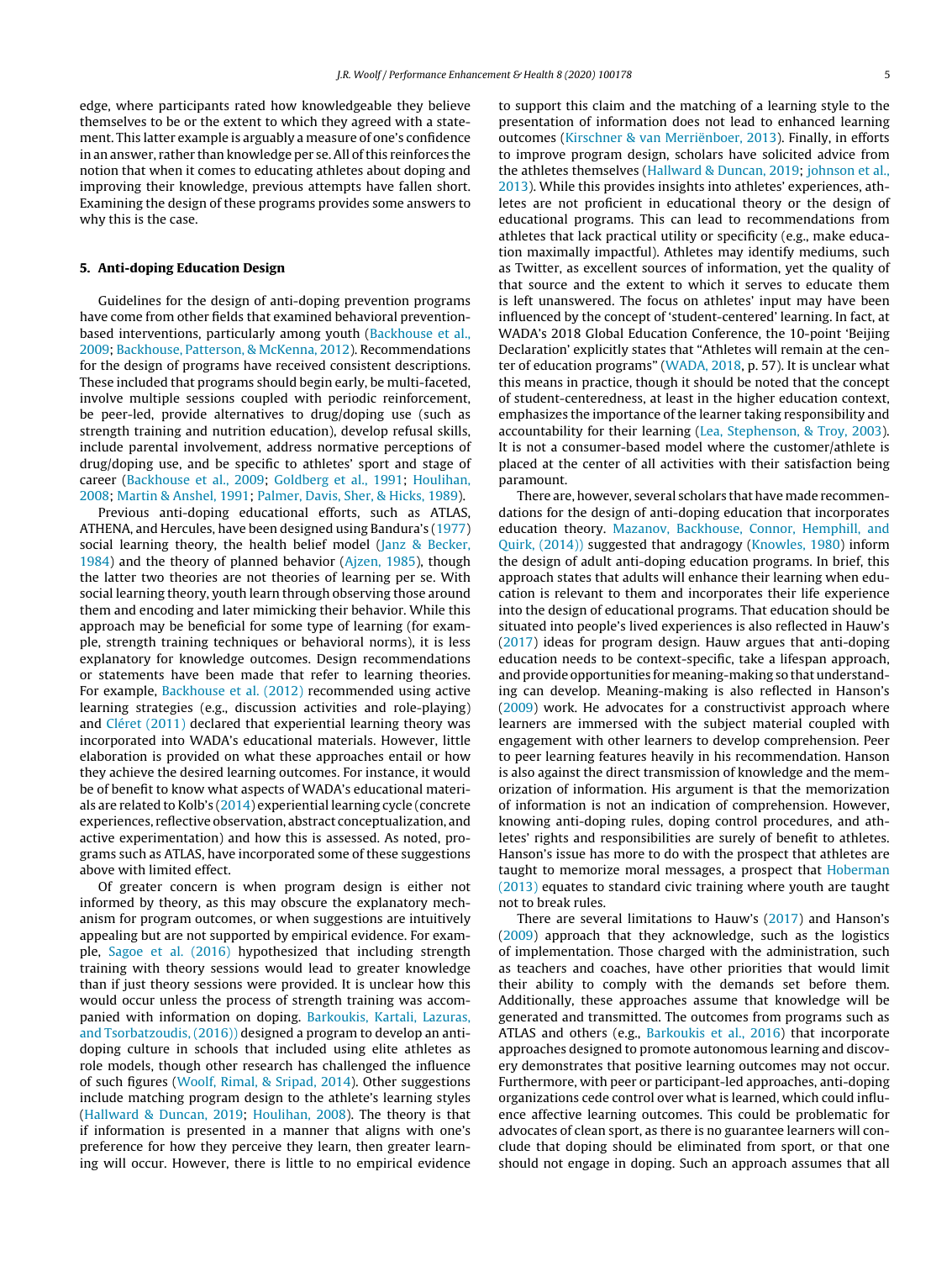edge, where participants rated how knowledgeable they believe themselves to be or the extent to which they agreed with a statement. This latter example is arguably a measure of one's confidence in an answer, rather than knowledge per se. All of this reinforces the notion that when it comes to educating athletes about doping and improving their knowledge, previous attempts have fallen short. Examining the design of these programs provides some answers to why this is the case.

## 5. Anti-doping Education Design

Guidelines for the design of anti-doping prevention programs have come from other fields that examined behavioral prevention-based interventions, particularly among youth (Backhouse et al., 2009; Backhouse, Patterson, & McKenna, 2012). Recommendations for the design of programs have received consistent descriptions. These included that programs should begin early, be multi-faceted, involve multiple sessions coupled with periodic reinforcement, be peer-led, provide alternatives to drug/doping use (such as strength training and nutrition education), develop refusal skills, include parental involvement, address normative perceptions of drug/doping use, and be specific to athletes' sport and stage of career (Backhouse et al., 2009; Goldberg et al., 1991; Houlihan, 2008; Martin & Anshel, 1991; Palmer, Davis, Sher, & Hicks, 1989).

Previous anti-doping educational efforts, such as ATLAS, ATHENA, and Hercules, have been designed using Bandura's (1977) social learning theory, the health belief model (Janz & Becker, 1984) and the theory of planned behavior (Ajzen, 1985), though the latter two theories are not theories of learning per se. With social learning theory, youth learn through observing those around them and encoding and later mimicking their behavior. While this approach may be beneficial for some type of learning (for example, strength training techniques or behavioral norms), it is less explanatory for knowledge outcomes. Design recommendations or statements have been made that refer to learning theories. For example, Backhouse et al. (2012) recommended using active learning strategies (e.g., discussion activities and role-playing) and Cléret (2011) declared that experiential learning theory was incorporated into WADA's educational materials. However, little elaboration is provided on what these approaches entail or how they achieve the desired learning outcomes. For instance, it would be of benefit to know what aspects of WADA's educational materials are related to Kolb's (2014) experiential learning cycle (concrete experiences, reflective observation, abstract conceptualization, and active experimentation) and how this is assessed. As noted, programs such as ATLAS, have incorporated some of these suggestions above with limited effect.

Of greater concern is when program design is either not informed by theory, as this may obscure the explanatory mechanism for program outcomes, or when suggestions are intuitively appealing but are not supported by empirical evidence. For example, Sagoe et al. (2016) hypothesized that including strength training with theory sessions would lead to greater knowledge than if just theory sessions were provided. It is unclear how this would occur unless the process of strength training was accompanied with information on doping. Barkoukis, Kartali, Lazuras, and Tsorbatzoudis, (2016)) designed a program to develop an anti-doping culture in schools that included using elite athletes as role models, though other research has challenged the influence of such figures (Woolf, Rimal, & Sripad, 2014). Other suggestions include matching program design to the athlete's learning styles (Hallward & Duncan, 2019; Houlihan, 2008). The theory is that if information is presented in a manner that aligns with one's preference for how they perceive they learn, then greater learning will occur. However, there is little to no empirical evidence to support this claim and the matching of a learning style to the presentation of information does not lead to enhanced learning outcomes (Kirschner & van Merriënboer, 2013). Finally, in efforts to improve program design, scholars have solicited advice from the athletes themselves (Hallward & Duncan, 2019; johnson et al., 2013). While this provides insights into athletes' experiences, athletes are not proficient in educational theory or the design of educational programs. This can lead to recommendations from athletes that lack practical utility or specificity (e.g., make education maximally impactful). Athletes may identify mediums, such as Twitter, as excellent sources of information, yet the quality of that source and the extent to which it serves to educate them is left unanswered. The focus on athletes' input may have been influenced by the concept of 'student-centered' learning. In fact, at WADA's 2018 Global Education Conference, the 10-point 'Beijing Declaration' explicitly states that "Athletes will remain at the center of education programs" (WADA, 2018, p. 57). It is unclear what this means in practice, though it should be noted that the concept of student-centeredness, at least in the higher education context, emphasizes the importance of the learner taking responsibility and accountability for their learning (Lea, Stephenson, & Troy, 2003). It is not a consumer-based model where the customer/athlete is placed at the center of all activities with their satisfaction being paramount.

There are, however, several scholars that have made recommendations for the design of anti-doping education that incorporates education theory. Mazanov, Backhouse, Connor, Hemphill, and Quirk, (2014)) suggested that andragogy (Knowles, 1980) inform the design of adult anti-doping education programs. In brief, this approach states that adults will enhance their learning when education is relevant to them and incorporates their life experience into the design of educational programs. That education should be situated into people's lived experiences is also reflected in Hauw's (2017) ideas for program design. Hauw argues that anti-doping education needs to be context-specific, take a lifespan approach, and provide opportunities for meaning-making so that understanding can develop. Meaning-making is also reflected in Hanson's (2009) work. He advocates for a constructivist approach where learners are immersed with the subject material coupled with engagement with other learners to develop comprehension. Peer to peer learning features heavily in his recommendation. Hanson is also against the direct transmission of knowledge and the memorization of information. His argument is that the memorization of information is not an indication of comprehension. However, knowing anti-doping rules, doping control procedures, and athletes' rights and responsibilities are surely of benefit to athletes. Hanson's issue has more to do with the prospect that athletes are taught to memorize moral messages, a prospect that Hoberman (2013) equates to standard civic training where youth are taught not to break rules.

There are several limitations to Hauw's (2017) and Hanson's (2009) approach that they acknowledge, such as the logistics of implementation. Those charged with the administration, such as teachers and coaches, have other priorities that would limit their ability to comply with the demands set before them. Additionally, these approaches assume that knowledge will be generated and transmitted. The outcomes from programs such as ATLAS and others (e.g., Barkoukis et al., 2016) that incorporate approaches designed to promote autonomous learning and discovery demonstrates that positive learning outcomes may not occur. Furthermore, with peer or participant-led approaches, anti-doping organizations cede control over what is learned, which could influence affective learning outcomes. This could be problematic for advocates of clean sport, as there is no guarantee learners will conclude that doping should be eliminated from sport, or that one should not engage in doping. Such an approach assumes that all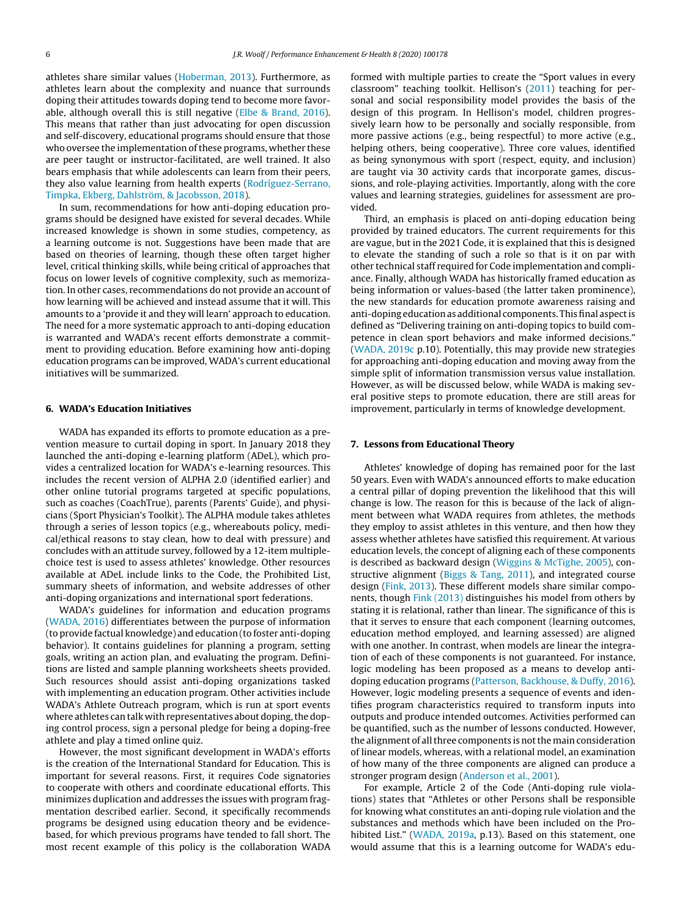athletes share similar values (Hoberman, 2013). Furthermore, as athletes learn about the complexity and nuance that surrounds doping their attitudes towards doping tend to become more favorable, although overall this is still negative (Elbe & Brand, 2016). This means that rather than just advocating for open discussion and self-discovery, educational programs should ensure that those who oversee the implementation of these programs, whether these are peer taught or instructor-facilitated, are well trained. It also bears emphasis that while adolescents can learn from their peers, they also value learning from health experts (Rodríguez-Serrano, Timpka, Ekberg, Dahlström, & Jacobsson, 2018).

In sum, recommendations for how anti-doping education programs should be designed have existed for several decades. While increased knowledge is shown in some studies, competency, as a learning outcome is not. Suggestions have been made that are based on theories of learning, though these often target higher level, critical thinking skills, while being critical of approaches that focus on lower levels of cognitive complexity, such as memorization. In other cases, recommendations do not provide an account of how learning will be achieved and instead assume that it will. This amounts to a 'provide it and they will learn' approach to education. The need for a more systematic approach to anti-doping education is warranted and WADA's recent efforts demonstrate a commitment to providing education. Before examining how anti-doping education programs can be improved, WADA's current educational initiatives will be summarized.

## 6. WADA's Education Initiatives

WADA has expanded its efforts to promote education as a prevention measure to curtail doping in sport. In January 2018 they launched the anti-doping e-learning platform (ADeL), which provides a centralized location for WADA's e-learning resources. This includes the recent version of ALPHA 2.0 (identified earlier) and other online tutorial programs targeted at specific populations, such as coaches (CoachTrue), parents (Parents' Guide), and physicians (Sport Physician's Toolkit). The ALPHA module takes athletes through a series of lesson topics (e.g., whereabouts policy, medical/ethical reasons to stay clean, how to deal with pressure) and concludes with an attitude survey, followed by a 12-item multiple-choice test is used to assess athletes' knowledge. Other resources available at ADeL include links to the Code, the Prohibited List, summary sheets of information, and website addresses of other anti-doping organizations and international sport federations.

WADA's guidelines for information and education programs (WADA, 2016) differentiates between the purpose of information (to provide factual knowledge) and education (to foster anti-doping behavior). It contains guidelines for planning a program, setting goals, writing an action plan, and evaluating the program. Definitions are listed and sample planning worksheets sheets provided. Such resources should assist anti-doping organizations tasked with implementing an education program. Other activities include WADA's Athlete Outreach program, which is run at sport events where athletes can talk with representatives about doping, the doping control process, sign a personal pledge for being a doping-free athlete and play a timed online quiz.

However, the most significant development in WADA's efforts is the creation of the International Standard for Education. This is important for several reasons. First, it requires Code signatories to cooperate with others and coordinate educational efforts. This minimizes duplication and addresses the issues with program fragmentation described earlier. Second, it specifically recommends programs be designed using education theory and be evidence-based, for which previous programs have tended to fall short. The most recent example of this policy is the collaboration WADA formed with multiple parties to create the "Sport values in every classroom" teaching toolkit. Hellison's (2011) teaching for personal and social responsibility model provides the basis of the design of this program. In Hellison's model, children progressively learn how to be personally and socially responsible, from more passive actions (e.g., being respectful) to more active (e.g., helping others, being cooperative). Three core values, identified as being synonymous with sport (respect, equity, and inclusion) are taught via 30 activity cards that incorporate games, discussions, and role-playing activities. Importantly, along with the core values and learning strategies, guidelines for assessment are provided.

Third, an emphasis is placed on anti-doping education being provided by trained educators. The current requirements for this are vague, but in the 2021 Code, it is explained that this is designed to elevate the standing of such a role so that is it on par with other technical staff required for Code implementation and compliance. Finally, although WADA has historically framed education as being information or values-based (the latter taken prominence), the new standards for education promote awareness raising and anti-doping education as additional components. This final aspect is defined as "Delivering training on anti-doping topics to build competence in clean sport behaviors and make informed decisions." (WADA, 2019c p.10). Potentially, this may provide new strategies for approaching anti-doping education and moving away from the simple split of information transmission versus value installation. However, as will be discussed below, while WADA is making several positive steps to promote education, there are still areas for improvement, particularly in terms of knowledge development.

## 7. Lessons from Educational Theory

Athletes' knowledge of doping has remained poor for the last 50 years. Even with WADA's announced efforts to make education a central pillar of doping prevention the likelihood that this will change is low. The reason for this is because of the lack of alignment between what WADA requires from athletes, the methods they employ to assist athletes in this venture, and then how they assess whether athletes have satisfied this requirement. At various education levels, the concept of aligning each of these components is described as backward design (Wiggins & McTighe, 2005), constructive alignment (Biggs & Tang, 2011), and integrated course design (Fink, 2013). These different models share similar components, though Fink (2013) distinguishes his model from others by stating it is relational, rather than linear. The significance of this is that it serves to ensure that each component (learning outcomes, education method employed, and learning assessed) are aligned with one another. In contrast, when models are linear the integration of each of these components is not guaranteed. For instance, logic modeling has been proposed as a means to develop anti-doping education programs (Patterson, Backhouse, & Duffy, 2016). However, logic modeling presents a sequence of events and identifies program characteristics required to transform inputs into outputs and produce intended outcomes. Activities performed can be quantified, such as the number of lessons conducted. However, the alignment of all three components is not the main consideration of linear models, whereas, with a relational model, an examination of how many of the three components are aligned can produce a stronger program design (Anderson et al., 2001).

For example, Article 2 of the Code (Anti-doping rule violations) states that "Athletes or other Persons shall be responsible for knowing what constitutes an anti-doping rule violation and the substances and methods which have been included on the Prohibited List." (WADA, 2019a, p.13). Based on this statement, one would assume that this is a learning outcome for WADA's edu-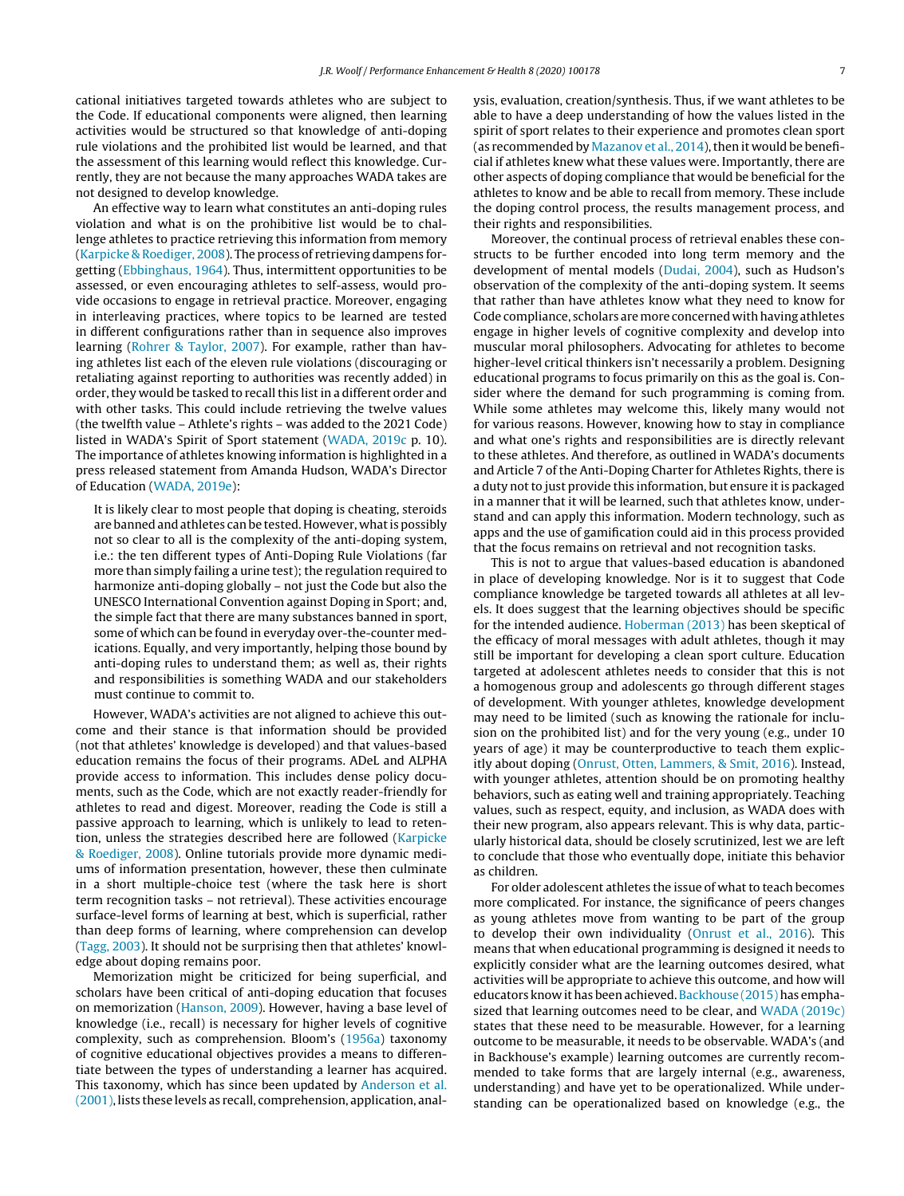cational initiatives targeted towards athletes who are subject to the Code. If educational components were aligned, then learning activities would be structured so that knowledge of anti-doping rule violations and the prohibited list would be learned, and that the assessment of this learning would reflect this knowledge. Currently, they are not because the many approaches WADA takes are not designed to develop knowledge.

An effective way to learn what constitutes an anti-doping rules violation and what is on the prohibitive list would be to challenge athletes to practice retrieving this information from memory (Karpicke & Roediger, 2008). The process of retrieving dampens forgetting (Ebbinghaus, 1964). Thus, intermittent opportunities to be assessed, or even encouraging athletes to self-assess, would provide occasions to engage in retrieval practice. Moreover, engaging in interleaving practices, where topics to be learned are tested in different configurations rather than in sequence also improves learning (Rohrer & Taylor, 2007). For example, rather than having athletes list each of the eleven rule violations (discouraging or retaliating against reporting to authorities was recently added) in order, they would be tasked to recall this list in a different order and with other tasks. This could include retrieving the twelve values (the twelfth value – Athlete's rights – was added to the 2021 Code) listed in WADA's Spirit of Sport statement (WADA, 2019c p. 10). The importance of athletes knowing information is highlighted in a press released statement from Amanda Hudson, WADA's Director of Education (WADA, 2019e):

> It is likely clear to most people that doping is cheating, steroids are banned and athletes can be tested. However, what is possibly not so clear to all is the complexity of the anti-doping system, i.e.: the ten different types of Anti-Doping Rule Violations (far more than simply failing a urine test); the regulation required to harmonize anti-doping globally – not just the Code but also the UNESCO International Convention against Doping in Sport; and, the simple fact that there are many substances banned in sport, some of which can be found in everyday over-the-counter medications. Equally, and very importantly, helping those bound by anti-doping rules to understand them; as well as, their rights and responsibilities is something WADA and our stakeholders must continue to commit to.

However, WADA's activities are not aligned to achieve this outcome and their stance is that information should be provided (not that athletes' knowledge is developed) and that values-based education remains the focus of their programs. ADeL and ALPHA provide access to information. This includes dense policy documents, such as the Code, which are not exactly reader-friendly for athletes to read and digest. Moreover, reading the Code is still a passive approach to learning, which is unlikely to lead to retention, unless the strategies described here are followed (Karpicke & Roediger, 2008). Online tutorials provide more dynamic mediums of information presentation, however, these then culminate in a short multiple-choice test (where the task here is short term recognition tasks – not retrieval). These activities encourage surface-level forms of learning at best, which is superficial, rather than deep forms of learning, where comprehension can develop (Tagg, 2003). It should not be surprising then that athletes' knowledge about doping remains poor.

Memorization might be criticized for being superficial, and scholars have been critical of anti-doping education that focuses on memorization (Hanson, 2009). However, having a base level of knowledge (i.e., recall) is necessary for higher levels of cognitive complexity, such as comprehension. Bloom's (1956a) taxonomy of cognitive educational objectives provides a means to differentiate between the types of understanding a learner has acquired. This taxonomy, which has since been updated by Anderson et al. (2001), lists these levels as recall, comprehension, application, analysis, evaluation, creation/synthesis. Thus, if we want athletes to be able to have a deep understanding of how the values listed in the spirit of sport relates to their experience and promotes clean sport (as recommended by Mazanov et al., 2014), then it would be beneficial if athletes knew what these values were. Importantly, there are other aspects of doping compliance that would be beneficial for the athletes to know and be able to recall from memory. These include the doping control process, the results management process, and their rights and responsibilities.

Moreover, the continual process of retrieval enables these constructs to be further encoded into long term memory and the development of mental models (Dudai, 2004), such as Hudson's observation of the complexity of the anti-doping system. It seems that rather than have athletes know what they need to know for Code compliance, scholars are more concerned with having athletes engage in higher levels of cognitive complexity and develop into muscular moral philosophers. Advocating for athletes to become higher-level critical thinkers isn't necessarily a problem. Designing educational programs to focus primarily on this as the goal is. Consider where the demand for such programming is coming from. While some athletes may welcome this, likely many would not for various reasons. However, knowing how to stay in compliance and what one's rights and responsibilities are is directly relevant to these athletes. And therefore, as outlined in WADA's documents and Article 7 of the Anti-Doping Charter for Athletes Rights, there is a duty not to just provide this information, but ensure it is packaged in a manner that it will be learned, such that athletes know, understand and can apply this information. Modern technology, such as apps and the use of gamification could aid in this process provided that the focus remains on retrieval and not recognition tasks.

This is not to argue that values-based education is abandoned in place of developing knowledge. Nor is it to suggest that Code compliance knowledge be targeted towards all athletes at all levels. It does suggest that the learning objectives should be specific for the intended audience. Hoberman (2013) has been skeptical of the efficacy of moral messages with adult athletes, though it may still be important for developing a clean sport culture. Education targeted at adolescent athletes needs to consider that this is not a homogenous group and adolescents go through different stages of development. With younger athletes, knowledge development may need to be limited (such as knowing the rationale for inclusion on the prohibited list) and for the very young (e.g., under 10 years of age) it may be counterproductive to teach them explicitly about doping (Onrust, Otten, Lammers, & Smit, 2016). Instead, with younger athletes, attention should be on promoting healthy behaviors, such as eating well and training appropriately. Teaching values, such as respect, equity, and inclusion, as WADA does with their new program, also appears relevant. This is why data, particularly historical data, should be closely scrutinized, lest we are left to conclude that those who eventually dope, initiate this behavior as children.

For older adolescent athletes the issue of what to teach becomes more complicated. For instance, the significance of peers changes as young athletes move from wanting to be part of the group to develop their own individuality (Onrust et al., 2016). This means that when educational programming is designed it needs to explicitly consider what are the learning outcomes desired, what activities will be appropriate to achieve this outcome, and how will educators know it has been achieved. Backhouse (2015) has emphasized that learning outcomes need to be clear, and WADA (2019c) states that these need to be measurable. However, for a learning outcome to be measurable, it needs to be observable. WADA's (and in Backhouse's example) learning outcomes are currently recommended to take forms that are largely internal (e.g., awareness, understanding) and have yet to be operationalized. While understanding can be operationalized based on knowledge (e.g., the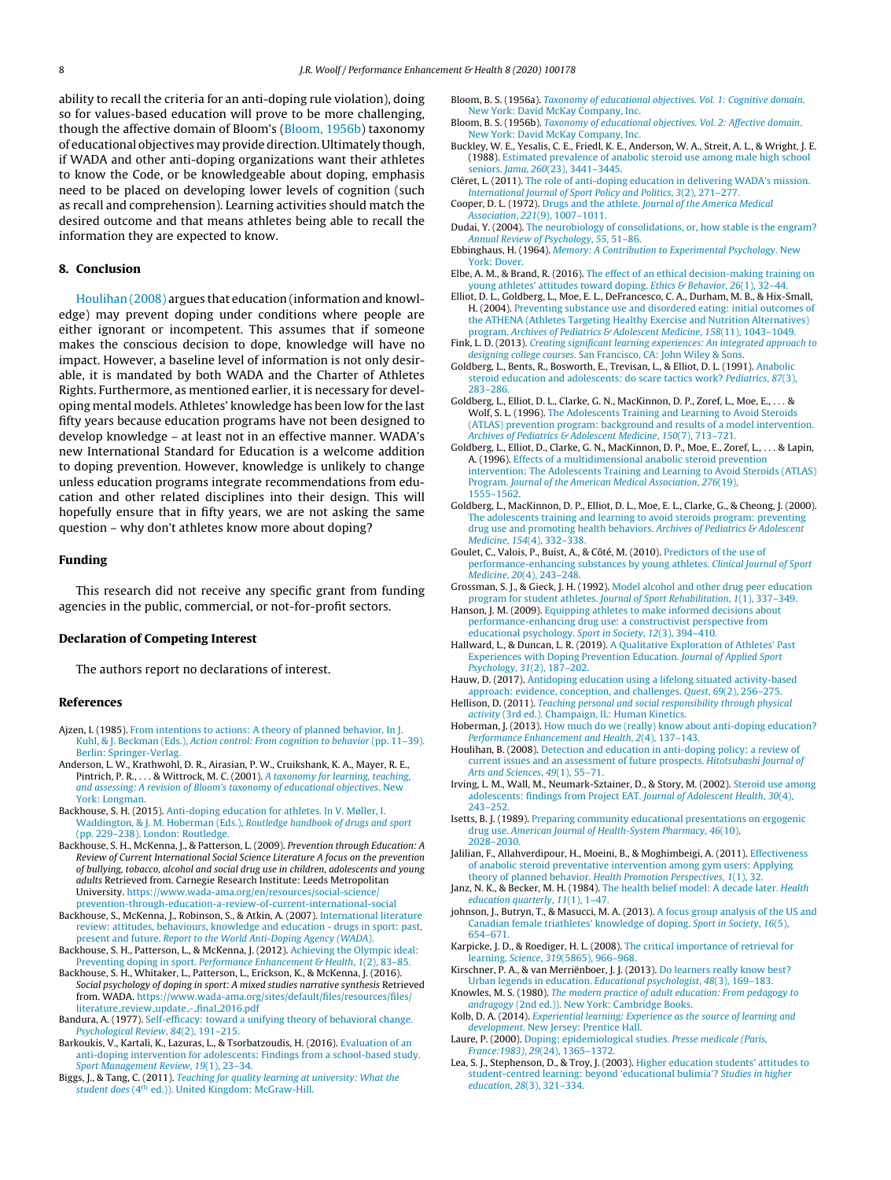ability to recall the criteria for an anti-doping rule violation), doing so for values-based education will prove to be more challenging, though the affective domain of Bloom's (Bloom, 1956b) taxonomy of educational objectives may provide direction. Ultimately though, if WADA and other anti-doping organizations want their athletes to know the Code, or be knowledgeable about doping, emphasis need to be placed on developing lower levels of cognition (such as recall and comprehension). Learning activities should match the desired outcome and that means athletes being able to recall the information they are expected to know.

## 8. Conclusion

Houlihan (2008) argues that education (information and knowledge) may prevent doping under conditions where people are either ignorant or incompetent. This assumes that if someone makes the conscious decision to dope, knowledge will have no impact. However, a baseline level of information is not only desirable, it is mandated by both WADA and the Charter of Athletes Rights. Furthermore, as mentioned earlier, it is necessary for developing mental models. Athletes' knowledge has been low for the last fifty years because education programs have not been designed to develop knowledge – at least not in an effective manner. WADA's new International Standard for Education is a welcome addition to doping prevention. However, knowledge is unlikely to change unless education programs integrate recommendations from education and other related disciplines into their design. This will hopefully ensure that in fifty years, we are not asking the same question – why don't athletes know more about doping?

## Funding

This research did not receive any specific grant from funding agencies in the public, commercial, or not-for-profit sectors.

## Declaration of Competing Interest

The authors report no declarations of interest.

## References

Ajzen, I. (1985). From intentions to actions: A theory of planned behavior. In J. Kuhl, & J. Beckman (Eds.), *Action control: From cognition to behavior* (pp. 11–39). Berlin: Springer-Verlag.

Anderson, L. W., Krathwohl, D. R., Airasian, P. W., Cruikshank, K. A., Mayer, R. E., Pintrich, P. R., . . . & Wittrock, M. C. (2001). *A taxonomy for learning, teaching, and assessing: A revision of Bloom's taxonomy of educational objectives*. New York: Longman.

Backhouse, S. H. (2015). Anti-doping education for athletes. In V. Møller, I. Waddington, & J. M. Hoberman (Eds.), *Routledge handbook of drugs and sport* (pp. 229–238). London: Routledge.

Backhouse, S. H., McKenna, J., & Patterson, L. (2009). *Prevention through Education: A Review of Current International Social Science Literature A focus on the prevention of bullying, tobacco, alcohol and social drug use in children, adolescents and young adults* Retrieved from. Carnegie Research Institute: Leeds Metropolitan University. https://www.wada-ama.org/en/resources/social-science/prevention-through-education-a-review-of-current-international-social

Backhouse, S., McKenna, J., Robinson, S., & Atkin, A. (2007). International literature review: attitudes, behaviours, knowledge and education - drugs in sport: past, present and future. *Report to the World Anti-Doping Agency (WADA)*.

Backhouse, S. H., Patterson, L., & McKenna, J. (2012). Achieving the Olympic ideal: Preventing doping in sport. *Performance Enhancement & Health*, *1*(2), 83–85.

Backhouse, S. H., Whitaker, L., Patterson, L., Erickson, K., & McKenna, J. (2016). *Social psychology of doping in sport: A mixed studies narrative synthesis* Retrieved from. WADA. https://www.wada-ama.org/sites/default/files/resources/files/literature_review_update_-_final_2016.pdf

Bandura, A. (1977). Self-efficacy: toward a unifying theory of behavioral change. *Psychological Review*, *84*(2), 191–215.

Barkoukis, V., Kartali, K., Lazuras, L., & Tsorbatzoudis, H. (2016). Evaluation of an anti-doping intervention for adolescents: Findings from a school-based study. *Sport Management Review*, *19*(1), 23–34.

Biggs, J., & Tang, C. (2011). *Teaching for quality learning at university: What the student does* (4th ed.)). United Kingdom: McGraw-Hill.

Bloom, B. S. (1956a). *Taxonomy of educational objectives. Vol. 1: Cognitive domain*. New York: David McKay Company, Inc.

Bloom, B. S. (1956b). *Taxonomy of educational objectives. Vol. 2: Affective domain*. New York: David McKay Company, Inc.

Buckley, W. E., Yesalis, C. E., Friedl, K. E., Anderson, W. A., Streit, A. L., & Wright, J. E. (1988). Estimated prevalence of anabolic steroid use among male high school seniors. *Jama*, *260*(23), 3441–3445.

Cléret, L. (2011). The role of anti-doping education in delivering WADA's mission. *International Journal of Sport Policy and Politics*, *3*(2), 271–277.

Cooper, D. L. (1972). Drugs and the athlete. *Journal of the America Medical Association*, *221*(9), 1007–1011.

Dudai, Y. (2004). The neurobiology of consolidations, or, how stable is the engram? *Annual Review of Psychology*, *55*, 51–86.

Ebbinghaus, H. (1964). *Memory: A Contribution to Experimental Psychology*. New York: Dover.

Elbe, A. M., & Brand, R. (2016). The effect of an ethical decision-making training on young athletes' attitudes toward doping. *Ethics & Behavior*, *26*(1), 32–44.

Elliot, D. L., Goldberg, L., Moe, E. L., DeFrancesco, C. A., Durham, M. B., & Hix-Small, H. (2004). Preventing substance use and disordered eating: initial outcomes of the ATHENA (Athletes Targeting Healthy Exercise and Nutrition Alternatives) program. *Archives of Pediatrics & Adolescent Medicine*, *158*(11), 1043–1049.

Fink, L. D. (2013). *Creating significant learning experiences: An integrated approach to designing college courses*. San Francisco, CA: John Wiley & Sons.

Goldberg, L., Bents, R., Bosworth, E., Trevisan, L., & Elliot, D. L. (1991). Anabolic steroid education and adolescents: do scare tactics work? *Pediatrics*, *87*(3), 283–286.

Goldberg, L., Elliot, D. L., Clarke, G. N., MacKinnon, D. P., Zoref, L., Moe, E., . . . & Wolf, S. L. (1996). The Adolescents Training and Learning to Avoid Steroids (ATLAS) prevention program: background and results of a model intervention. *Archives of Pediatrics & Adolescent Medicine*, *150*(7), 713–721.

Goldberg, L., Elliot, D., Clarke, G. N., MacKinnon, D. P., Moe, E., Zoref, L., . . . & Lapin, A. (1996). Effects of a multidimensional anabolic steroid prevention intervention: The Adolescents Training and Learning to Avoid Steroids (ATLAS) Program. *Journal of the American Medical Association*, *276*(19), 1555–1562.

Goldberg, L., MacKinnon, D. P., Elliot, D. L., Moe, E. L., Clarke, G., & Cheong, J. (2000). The adolescents training and learning to avoid steroids program: preventing drug use and promoting health behaviors. *Archives of Pediatrics & Adolescent Medicine*, *154*(4), 332–338.

Goulet, C., Valois, P., Buist, A., & Côté, M. (2010). Predictors of the use of performance-enhancing substances by young athletes. *Clinical Journal of Sport Medicine*, *20*(4), 243–248.

Grossman, S. J., & Gieck, J. H. (1992). Model alcohol and other drug peer education program for student athletes. *Journal of Sport Rehabilitation*, *1*(1), 337–349.

Hanson, J. M. (2009). Equipping athletes to make informed decisions about performance-enhancing drug use: a constructivist perspective from educational psychology. *Sport in Society*, *12*(3), 394–410.

Hallward, L., & Duncan, L. R. (2019). A Qualitative Exploration of Athletes' Past Experiences with Doping Prevention Education. *Journal of Applied Sport Psychology*, *31*(2), 187–202.

Hauw, D. (2017). Antidoping education using a lifelong situated activity-based approach: evidence, conception, and challenges. *Quest*, *69*(2), 256–275.

Hellison, D. (2011). *Teaching personal and social responsibility through physical activity* (3rd ed.). Champaign, IL: Human Kinetics.

Hoberman, J. (2013). How much do we (really) know about anti-doping education? *Performance Enhancement and Health*, *2*(4), 137–143.

Houlihan, B. (2008). Detection and education in anti-doping policy: a review of current issues and an assessment of future prospects. *Hitotsubashi Journal of Arts and Sciences*, *49*(1), 55–71.

Irving, L. M., Wall, M., Neumark-Sztainer, D., & Story, M. (2002). Steroid use among adolescents: findings from Project EAT. *Journal of Adolescent Health*, *30*(4), 243–252.

Isetts, B. J. (1989). Preparing community educational presentations on ergogenic drug use. *American Journal of Health-System Pharmacy*, *46*(10), 2028–2030.

Jalilian, F., Allahverdipour, H., Moeini, B., & Moghimbeigi, A. (2011). Effectiveness of anabolic steroid preventative intervention among gym users: Applying theory of planned behavior. *Health Promotion Perspectives*, *1*(1), 32.

Janz, N. K., & Becker, M. H. (1984). The health belief model: A decade later. *Health education quarterly*, *11*(1), 1–47.

johnson, J., Butryn, T., & Masucci, M. A. (2013). A focus group analysis of the US and Canadian female triathletes' knowledge of doping. *Sport in Society*, *16*(5), 654–671.

Karpicke, J. D., & Roediger, H. L. (2008). The critical importance of retrieval for learning. *Science*, *319*(5865), 966–968.

Kirschner, P. A., & van Merriënboer, J. J. (2013). Do learners really know best? Urban legends in education. *Educational psychologist*, *48*(3), 169–183.

Knowles, M. S. (1980). *The modern practice of adult education: From pedagogy to andragogy* (2nd ed.)). New York: Cambridge Books.

Kolb, D. A. (2014). *Experiential learning: Experience as the source of learning and development*. New Jersey: Prentice Hall.

Laure, P. (2000). Doping: epidemiological studies. *Presse medicale (Paris, France:1983)*, *29*(24), 1365–1372.

Lea, S. J., Stephenson, D., & Troy, J. (2003). Higher education students' attitudes to student-centred learning: beyond 'educational bulimia'? *Studies in higher education*, *28*(3), 321–334.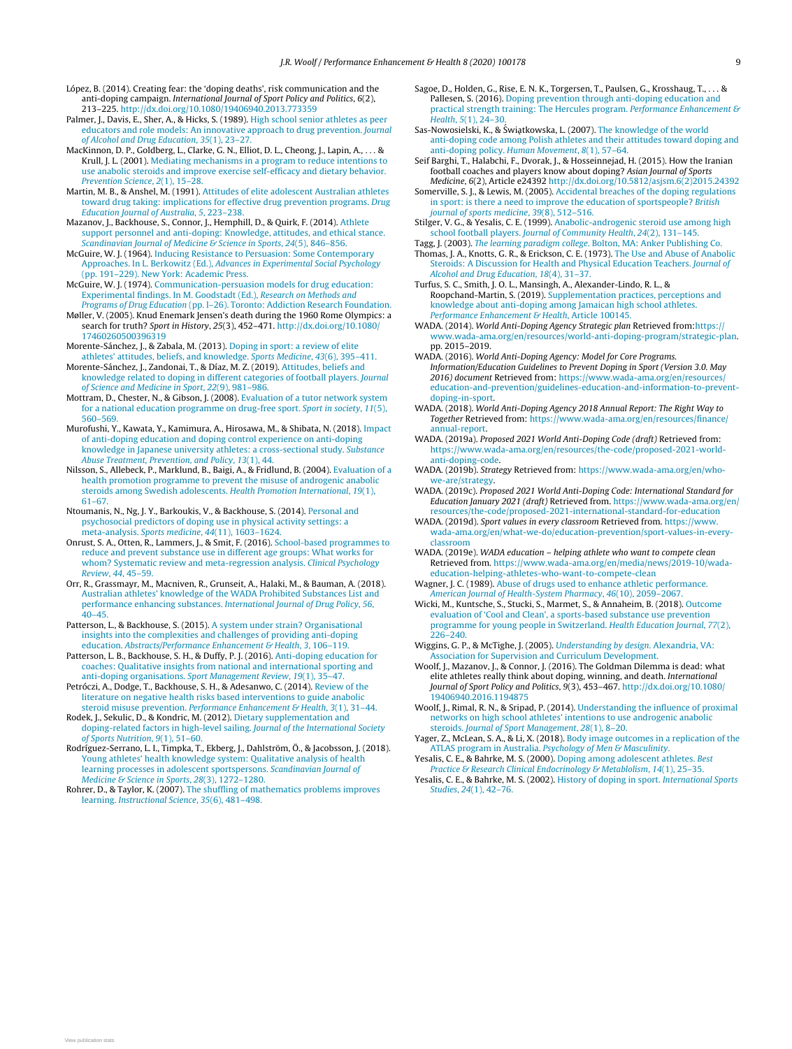López, B. (2014). Creating fear: the 'doping deaths', risk communication and the anti-doping campaign. *International Journal of Sport Policy and Politics*, *6*(2), 213–225. http://dx.doi.org/10.1080/19406940.2013.773359

Palmer, J., Davis, E., Sher, A., & Hicks, S. (1989). High school senior athletes as peer educators and role models: An innovative approach to drug prevention. *Journal of Alcohol and Drug Education*, *35*(1), 23–27.

MacKinnon, D. P., Goldberg, L., Clarke, G. N., Elliot, D. L., Cheong, J., Lapin, A., . . . & Krull, J. L. (2001). Mediating mechanisms in a program to reduce intentions to use anabolic steroids and improve exercise self-efficacy and dietary behavior. *Prevention Science*, *2*(1), 15–28.

Martin, M. B., & Anshel, M. (1991). Attitudes of elite adolescent Australian athletes toward drug taking: implications for effective drug prevention programs. *Drug Education Journal of Australia*, *5*, 223–238.

Mazanov, J., Backhouse, S., Connor, J., Hemphill, D., & Quirk, F. (2014). Athlete support personnel and anti-doping: Knowledge, attitudes, and ethical stance. *Scandinavian Journal of Medicine & Science in Sports*, *24*(5), 846–856.

McGuire, W. J. (1964). Inducing Resistance to Persuasion: Some Contemporary Approaches. In L. Berkowitz (Ed.), *Advances in Experimental Social Psychology* (pp. 191–229). New York: Academic Press.

McGuire, W. J. (1974). Communication-persuasion models for drug education: Experimental findings. In M. Goodstadt (Ed.), *Research on Methods and Programs of Drug Education* (pp. l–26). Toronto: Addiction Research Foundation.

Møller, V. (2005). Knud Enemark Jensen's death during the 1960 Rome Olympics: a search for truth? *Sport in History*, *25*(3), 452–471. http://dx.doi.org/10.1080/17460260500396319

Morente-Sánchez, J., & Zabala, M. (2013). Doping in sport: a review of elite athletes' attitudes, beliefs, and knowledge. *Sports Medicine*, *43*(6), 395–411.

Morente-Sánchez, J., Zandonai, T., & Díaz, M. Z. (2019). Attitudes, beliefs and knowledge related to doping in different categories of football players. *Journal of Science and Medicine in Sport*, *22*(9), 981–986.

Mottram, D., Chester, N., & Gibson, J. (2008). Evaluation of a tutor network system for a national education programme on drug-free sport. *Sport in society*, *11*(5), 560–569.

Murofushi, Y., Kawata, Y., Kamimura, A., Hirosawa, M., & Shibata, N. (2018). Impact of anti-doping education and doping control experience on anti-doping knowledge in Japanese university athletes: a cross-sectional study. *Substance Abuse Treatment, Prevention, and Policy*, *13*(1), 44.

Nilsson, S., Allebeck, P., Marklund, B., Baigi, A., & Fridlund, B. (2004). Evaluation of a health promotion programme to prevent the misuse of androgenic anabolic steroids among Swedish adolescents. *Health Promotion International*, *19*(1), 61–67.

Ntoumanis, N., Ng, J. Y., Barkoukis, V., & Backhouse, S. (2014). Personal and psychosocial predictors of doping use in physical activity settings: a meta-analysis. *Sports medicine*, *44*(11), 1603–1624.

Onrust, S. A., Otten, R., Lammers, J., & Smit, F. (2016). School-based programmes to reduce and prevent substance use in different age groups: What works for whom? Systematic review and meta-regression analysis. *Clinical Psychology Review*, *44*, 45–59.

Orr, R., Grassmayr, M., Macniven, R., Grunseit, A., Halaki, M., & Bauman, A. (2018). Australian athletes' knowledge of the WADA Prohibited Substances List and performance enhancing substances. *International Journal of Drug Policy*, *56*, 40–45.

Patterson, L., & Backhouse, S. (2015). A system under strain? Organisational insights into the complexities and challenges of providing anti-doping education. *Abstracts/Performance Enhancement & Health*, *3*, 106–119.

Patterson, L. B., Backhouse, S. H., & Duffy, P. J. (2016). Anti-doping education for coaches: Qualitative insights from national and international sporting and anti-doping organisations. *Sport Management Review*, *19*(1), 35–47.

Petróczi, A., Dodge, T., Backhouse, S. H., & Adesanwo, C. (2014). Review of the literature on negative health risks based interventions to guide anabolic steroid misuse prevention. *Performance Enhancement & Health*, *3*(1), 31–44.

Rodek, J., Sekulic, D., & Kondric, M. (2012). Dietary supplementation and doping-related factors in high-level sailing. *Journal of the International Society of Sports Nutrition*, *9*(1), 51–60.

Rodríguez-Serrano, L. I., Timpka, T., Ekberg, J., Dahlström, Ö., & Jacobsson, J. (2018). Young athletes' health knowledge system: Qualitative analysis of health learning processes in adolescent sportspersons. *Scandinavian Journal of Medicine & Science in Sports*, *28*(3), 1272–1280.

Rohrer, D., & Taylor, K. (2007). The shuffling of mathematics problems improves learning. *Instructional Science*, *35*(6), 481–498.

Sagoe, D., Holden, G., Rise, E. N. K., Torgersen, T., Paulsen, G., Krosshaug, T., . . . & Pallesen, S. (2016). Doping prevention through anti-doping education and practical strength training: The Hercules program. *Performance Enhancement & Health*, *5*(1), 24–30.

Sas-Nowosielski, K., & Świątkowska, L. (2007). The knowledge of the world anti-doping code among Polish athletes and their attitudes toward doping and anti-doping policy. *Human Movement*, *8*(1), 57–64.

Seif Barghi, T., Halabchi, F., Dvorak, J., & Hosseinnejad, H. (2015). How the Iranian football coaches and players know about doping? *Asian Journal of Sports Medicine*, *6*(2), Article e24392 http://dx.doi.org/10.5812/asjsm.6(2)2015.24392

Somerville, S. J., & Lewis, M. (2005). Accidental breaches of the doping regulations in sport: is there a need to improve the education of sportspeople? *British journal of sports medicine*, *39*(8), 512–516.

Stilger, V. G., & Yesalis, C. E. (1999). Anabolic-androgenic steroid use among high school football players. *Journal of Community Health*, *24*(2), 131–145.

Tagg, J. (2003). *The learning paradigm college*. Bolton, MA: Anker Publishing Co.

Thomas, J. A., Knotts, G. R., & Erickson, C. E. (1973). The Use and Abuse of Anabolic Steroids: A Discussion for Health and Physical Education Teachers. *Journal of Alcohol and Drug Education*, *18*(4), 31–37.

Turfus, S. C., Smith, J. O. L., Mansingh, A., Alexander-Lindo, R. L., & Roopchand-Martin, S. (2019). Supplementation practices, perceptions and knowledge about anti-doping among Jamaican high school athletes. *Performance Enhancement & Health*, Article 100145.

WADA. (2014). *World Anti-Doping Agency Strategic plan* Retrieved from:https://www.wada-ama.org/en/resources/world-anti-doping-program/strategic-plan. pp. 2015–2019.

WADA. (2016). *World Anti-Doping Agency: Model for Core Programs. Information/Education Guidelines to Prevent Doping in Sport (Version 3.0. May 2016) document* Retrieved from: https://www.wada-ama.org/en/resources/education-and-prevention/guidelines-education-and-information-to-prevent-doping-in-sport.

WADA. (2018). *World Anti-Doping Agency 2018 Annual Report: The Right Way to Together* Retrieved from: https://www.wada-ama.org/en/resources/finance/annual-report.

WADA. (2019a). *Proposed 2021 World Anti-Doping Code (draft)* Retrieved from: https://www.wada-ama.org/en/resources/the-code/proposed-2021-world-anti-doping-code.

WADA. (2019b). *Strategy* Retrieved from: https://www.wada-ama.org/en/who-we-are/strategy.

WADA. (2019c). *Proposed 2021 World Anti-Doping Code: International Standard for Education January 2021 (draft)* Retrieved from. https://www.wada-ama.org/en/resources/the-code/proposed-2021-international-standard-for-education

WADA. (2019d). *Sport values in every classroom* Retrieved from. https://www.wada-ama.org/en/what-we-do/education-prevention/sport-values-in-every-classroom

WADA. (2019e). *WADA education – helping athlete who want to compete clean* Retrieved from. https://www.wada-ama.org/en/media/news/2019-10/wada-education-helping-athletes-who-want-to-compete-clean

Wagner, J. C. (1989). Abuse of drugs used to enhance athletic performance. *American Journal of Health-System Pharmacy*, *46*(10), 2059–2067.

Wicki, M., Kuntsche, S., Stucki, S., Marmet, S., & Annaheim, B. (2018). Outcome evaluation of 'Cool and Clean', a sports-based substance use prevention programme for young people in Switzerland. *Health Education Journal*, *77*(2), 226–240.

Wiggins, G. P., & McTighe, J. (2005). *Understanding by design*. Alexandria, VA: Association for Supervision and Curriculum Development.

Woolf, J., Mazanov, J., & Connor, J. (2016). The Goldman Dilemma is dead: what elite athletes really think about doping, winning, and death. *International Journal of Sport Policy and Politics*, *9*(3), 453–467. http://dx.doi.org/10.1080/19406940.2016.1194875

Woolf, J., Rimal, R. N., & Sripad, P. (2014). Understanding the influence of proximal networks on high school athletes' intentions to use androgenic anabolic steroids. *Journal of Sport Management*, *28*(1), 8–20.

Yager, Z., McLean, S. A., & Li, X. (2018). Body image outcomes in a replication of the ATLAS program in Australia. *Psychology of Men & Masculinity*.

Yesalis, C. E., & Bahrke, M. S. (2000). Doping among adolescent athletes. *Best Practice & Research Clinical Endocrinology & Metabolism*, *14*(1), 25–35.

Yesalis, C. E., & Bahrke, M. S. (2002). History of doping in sport. *International Sports Studies*, *24*(1), 42–76.